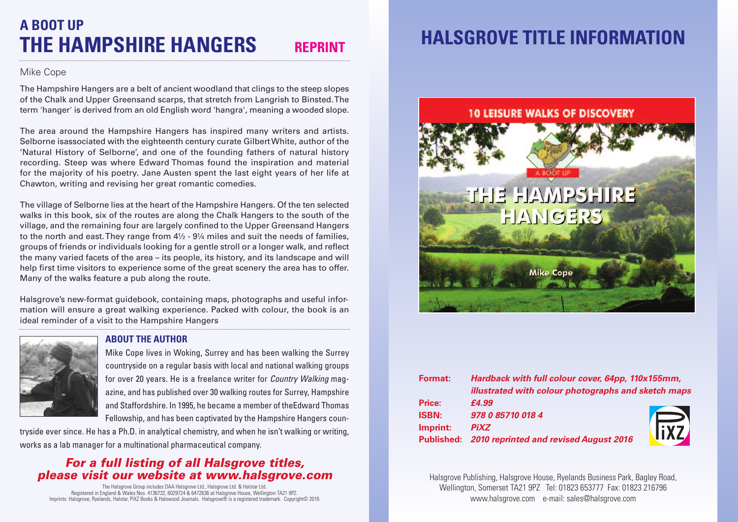# A BOOT UP
# THE HAMPSHIRE HANGERS

**REPRINT**

Mike Cope

The Hampshire Hangers are a belt of ancient woodland that clings to the steep slopes of the Chalk and Upper Greensand scarps, that stretch from Langrish to Binsted. The term 'hanger' is derived from an old English word 'hangra', meaning a wooded slope.

The area around the Hampshire Hangers has inspired many writers and artists. Selborne isassociated with the eighteenth century curate Gilbert White, author of the 'Natural History of Selborne', and one of the founding fathers of natural history recording. Steep was where Edward Thomas found the inspiration and material for the majority of his poetry. Jane Austen spent the last eight years of her life at Chawton, writing and revising her great romantic comedies.

The village of Selborne lies at the heart of the Hampshire Hangers. Of the ten selected walks in this book, six of the routes are along the Chalk Hangers to the south of the village, and the remaining four are largely confined to the Upper Greensand Hangers to the north and east. They range from 4½ - 9¼ miles and suit the needs of families, groups of friends or individuals looking for a gentle stroll or a longer walk, and reflect the many varied facets of the area – its people, its history, and its landscape and will help first time visitors to experience some of the great scenery the area has to offer. Many of the walks feature a pub along the route.

Halsgrove's new-format guidebook, containing maps, photographs and useful information will ensure a great walking experience. Packed with colour, the book is an ideal reminder of a visit to the Hampshire Hangers

## ABOUT THE AUTHOR

Mike Cope lives in Woking, Surrey and has been walking the Surrey countryside on a regular basis with local and national walking groups for over 20 years. He is a freelance writer for *Country Walking* magazine, and has published over 30 walking routes for Surrey, Hampshire and Staffordshire. In 1995, he became a member of theEdward Thomas Fellowship, and has been captivated by the Hampshire Hangers countryside ever since. He has a Ph.D. in analytical chemistry, and when he isn't walking or writing, works as a lab manager for a multinational pharmaceutical company.

***For a full listing of all Halsgrove titles, please visit our website at www.halsgrove.com***

The Halsgrove Group includes DAA Halsgrove Ltd., Halsgrove Ltd. & Halstar Ltd.
Registered in England & Wales Nos. 4136732, 6029724 & 6472636 at Halsgrove House, Wellington TA21 9PZ.
Imprints: Halsgrove, Ryelands, Halstar, PiXZ Books & Halswood Journals. Halsgrove® is a registered trademark. Copyright© 2016

# HALSGROVE TITLE INFORMATION

10 LEISURE WALKS OF DISCOVERY

A BOOT UP

THE HAMPSHIRE HANGERS

Mike Cope

| | |
|---|---|
| **Format:** | ***Hardback with full colour cover, 64pp, 110x155mm, illustrated with colour photographs and sketch maps*** |
| **Price:** | ***£4.99*** |
| **ISBN:** | ***978 0 85710 018 4*** |
| **Imprint:** | ***PiXZ*** |
| **Published:** | ***2010 reprinted and revised August 2016*** |

Halsgrove Publishing, Halsgrove House, Ryelands Business Park, Bagley Road, Wellington, Somerset TA21 9PZ Tel: 01823 653777 Fax: 01823 216796
www.halsgrove.com e-mail: sales@halsgrove.com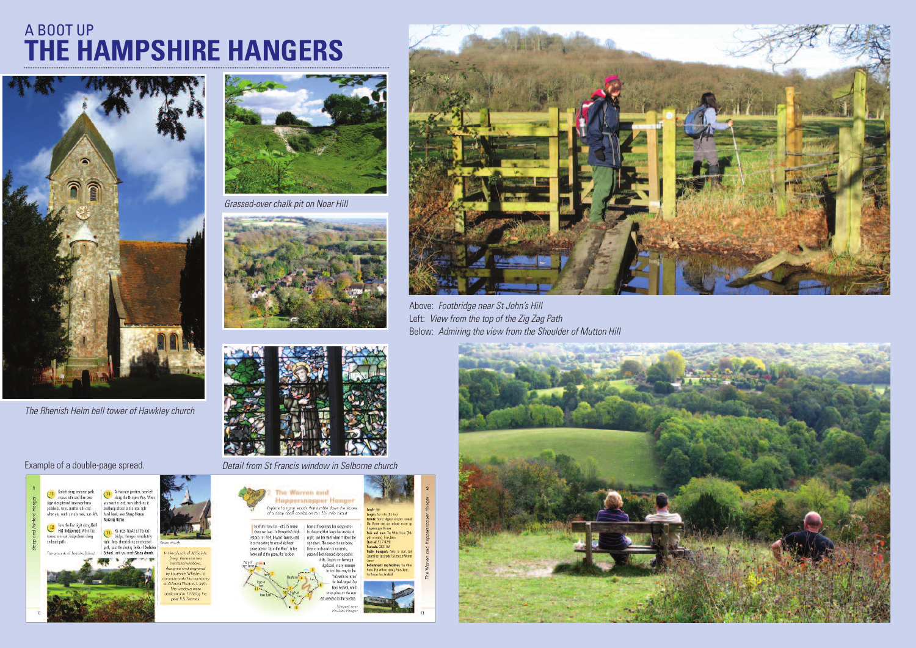A BOOT UP

# THE HAMPSHIRE HANGERS

*The Rhenish Helm bell tower of Hawkley church*

*Grassed-over chalk pit on Noar Hill*

*Detail from St Francis window in Selborne church*

Above: *Footbridge near St John's Hill*

Left: *View from the top of the Zig Zag Path*

Below: *Admiring the view from the Shoulder of Mutton Hill*

Example of a double-page spread.